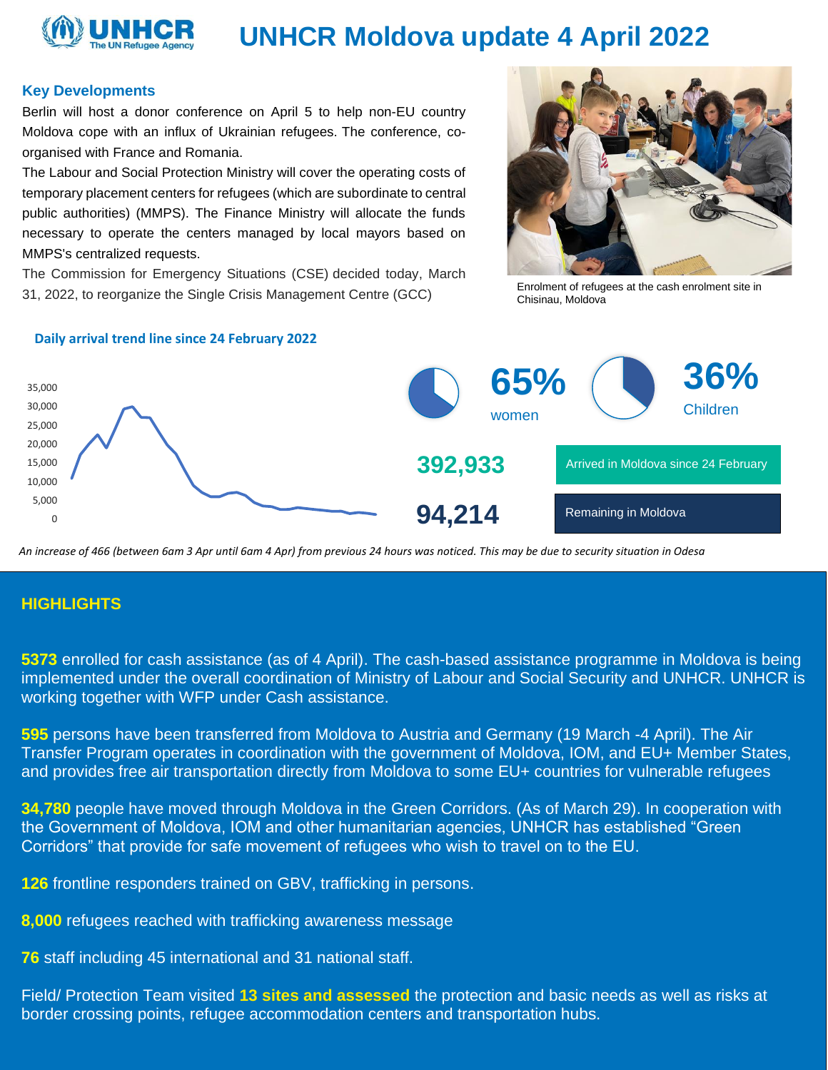# UNHCR Moldova update 4 April 2022

## Key Developments

Berlin will host a donor conference on April 5 to help non-EU country Moldova cope with an influx of Ukrainian refugees. The conference, co-organised with France and Romania.

The Labour and Social Protection Ministry will cover the operating costs of temporary placement centers for refugees (which are subordinate to central public authorities) (MMPS). The Finance Ministry will allocate the funds necessary to operate the centers managed by local mayors based on MMPS's centralized requests.

The Commission for Emergency Situations (CSE) decided today, March 31, 2022, to reorganize the Single Crisis Management Centre (GCC)

Enrolment of refugees at the cash enrolment site in Chisinau, Moldova

**Daily arrival trend line since 24 February 2022**

35,000
30,000
25,000
20,000
15,000
10,000
5,000
0

**65%** women

**36%** Children

**392,933** Arrived in Moldova since 24 February

**94,214** Remaining in Moldova

*An increase of 466 (between 6am 3 Apr until 6am 4 Apr) from previous 24 hours was noticed. This may be due to security situation in Odesa*

## HIGHLIGHTS

**5373** enrolled for cash assistance (as of 4 April). The cash-based assistance programme in Moldova is being implemented under the overall coordination of Ministry of Labour and Social Security and UNHCR. UNHCR is working together with WFP under Cash assistance.

**595** persons have been transferred from Moldova to Austria and Germany (19 March -4 April). The Air Transfer Program operates in coordination with the government of Moldova, IOM, and EU+ Member States, and provides free air transportation directly from Moldova to some EU+ countries for vulnerable refugees

**34,780** people have moved through Moldova in the Green Corridors. (As of March 29). In cooperation with the Government of Moldova, IOM and other humanitarian agencies, UNHCR has established "Green Corridors" that provide for safe movement of refugees who wish to travel on to the EU.

**126** frontline responders trained on GBV, trafficking in persons.

**8,000** refugees reached with trafficking awareness message

**76** staff including 45 international and 31 national staff.

Field/ Protection Team visited **13 sites and assessed** the protection and basic needs as well as risks at border crossing points, refugee accommodation centers and transportation hubs.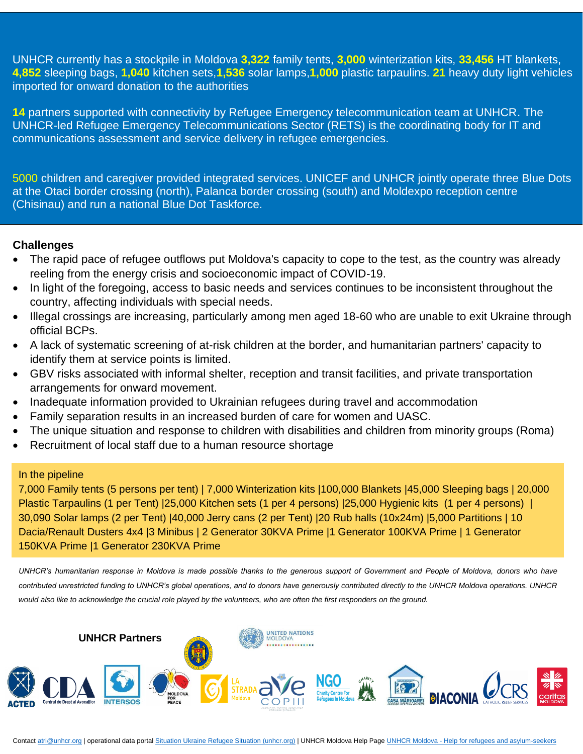UNHCR currently has a stockpile in Moldova **3,322** family tents, **3,000** winterization kits, **33,456** HT blankets, **4,852** sleeping bags, **1,040** kitchen sets,**1,536** solar lamps,**1,000** plastic tarpaulins. **21** heavy duty light vehicles imported for onward donation to the authorities

**14** partners supported with connectivity by Refugee Emergency telecommunication team at UNHCR. The UNHCR-led Refugee Emergency Telecommunications Sector (RETS) is the coordinating body for IT and communications assessment and service delivery in refugee emergencies.

5000 children and caregiver provided integrated services. UNICEF and UNHCR jointly operate three Blue Dots at the Otaci border crossing (north), Palanca border crossing (south) and Moldexpo reception centre (Chisinau) and run a national Blue Dot Taskforce.

**Challenges**

- The rapid pace of refugee outflows put Moldova's capacity to cope to the test, as the country was already reeling from the energy crisis and socioeconomic impact of COVID-19.
- In light of the foregoing, access to basic needs and services continues to be inconsistent throughout the country, affecting individuals with special needs.
- Illegal crossings are increasing, particularly among men aged 18-60 who are unable to exit Ukraine through official BCPs.
- A lack of systematic screening of at-risk children at the border, and humanitarian partners' capacity to identify them at service points is limited.
- GBV risks associated with informal shelter, reception and transit facilities, and private transportation arrangements for onward movement.
- Inadequate information provided to Ukrainian refugees during travel and accommodation
- Family separation results in an increased burden of care for women and UASC.
- The unique situation and response to children with disabilities and children from minority groups (Roma)
- Recruitment of local staff due to a human resource shortage

In the pipeline

7,000 Family tents (5 persons per tent) | 7,000 Winterization kits |100,000 Blankets |45,000 Sleeping bags | 20,000 Plastic Tarpaulins (1 per Tent) |25,000 Kitchen sets (1 per 4 persons) |25,000 Hygienic kits (1 per 4 persons) | 30,090 Solar lamps (2 per Tent) |40,000 Jerry cans (2 per Tent) |20 Rub halls (10x24m) |5,000 Partitions | 10 Dacia/Renault Dusters 4x4 |3 Minibus | 2 Generator 30KVA Prime |1 Generator 100KVA Prime | 1 Generator 150KVA Prime |1 Generator 230KVA Prime

*UNHCR's humanitarian response in Moldova is made possible thanks to the generous support of Government and People of Moldova, donors who have contributed unrestricted funding to UNHCR's global operations, and to donors have generously contributed directly to the UNHCR Moldova operations. UNHCR would also like to acknowledge the crucial role played by the volunteers, who are often the first responders on the ground.*

**UNHCR Partners**

Contact atri@unhcr.org | operational data portal Situation Ukraine Refugee Situation (unhcr.org) | UNHCR Moldova Help Page UNHCR Moldova - Help for refugees and asylum-seekers